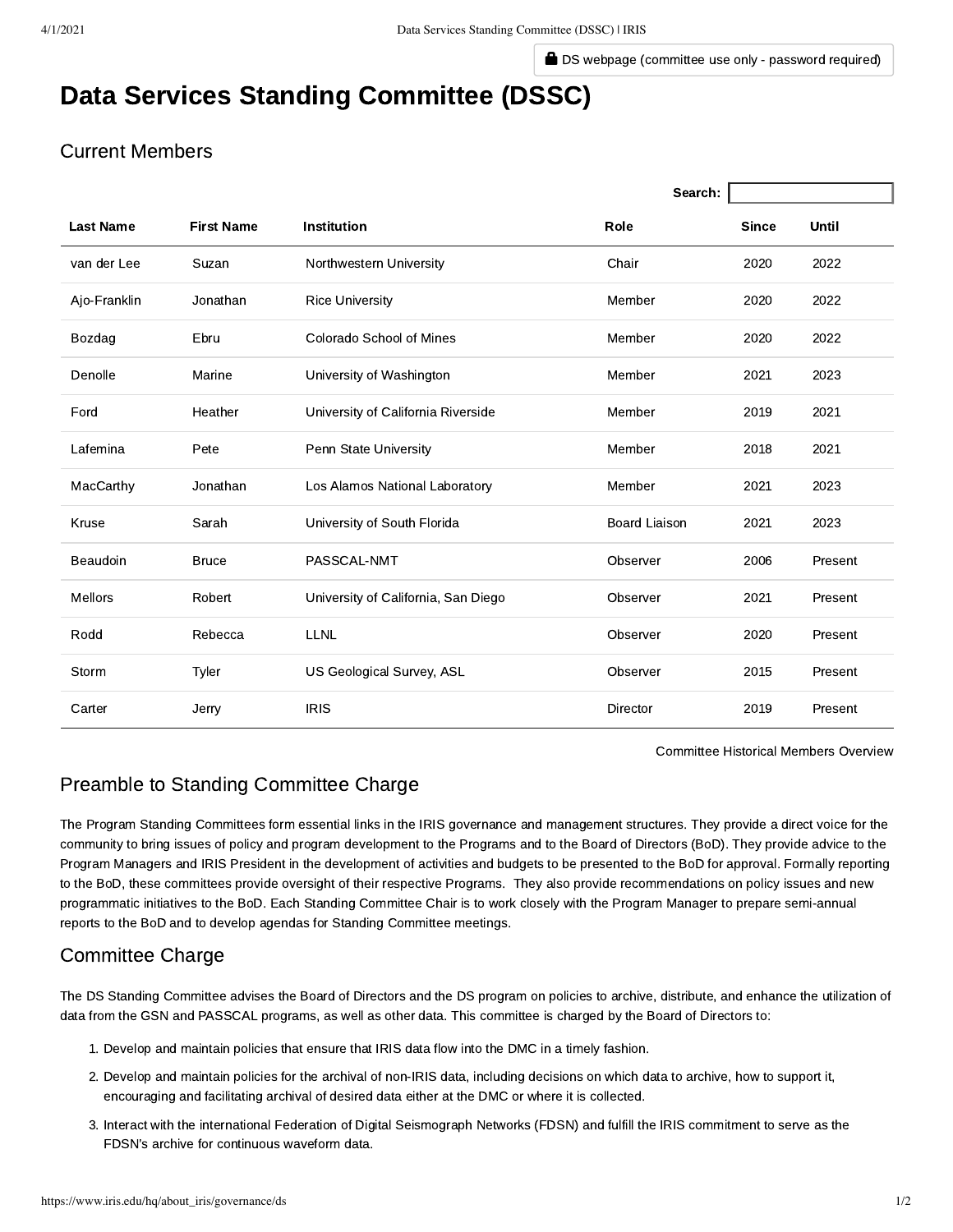DS webpage (committee use only - password required)

# Data Services Standing Committee (DSSC)

## Current Members

Search:

| Last Name | First Name | Institution | Role | Since | Until |
|---|---|---|---|---|---|
| van der Lee | Suzan | Northwestern University | Chair | 2020 | 2022 |
| Ajo-Franklin | Jonathan | Rice University | Member | 2020 | 2022 |
| Bozdag | Ebru | Colorado School of Mines | Member | 2020 | 2022 |
| Denolle | Marine | University of Washington | Member | 2021 | 2023 |
| Ford | Heather | University of California Riverside | Member | 2019 | 2021 |
| Lafemina | Pete | Penn State University | Member | 2018 | 2021 |
| MacCarthy | Jonathan | Los Alamos National Laboratory | Member | 2021 | 2023 |
| Kruse | Sarah | University of South Florida | Board Liaison | 2021 | 2023 |
| Beaudoin | Bruce | PASSCAL-NMT | Observer | 2006 | Present |
| Mellors | Robert | University of California, San Diego | Observer | 2021 | Present |
| Rodd | Rebecca | LLNL | Observer | 2020 | Present |
| Storm | Tyler | US Geological Survey, ASL | Observer | 2015 | Present |
| Carter | Jerry | IRIS | Director | 2019 | Present |

Committee Historical Members Overview

## Preamble to Standing Committee Charge

The Program Standing Committees form essential links in the IRIS governance and management structures. They provide a direct voice for the community to bring issues of policy and program development to the Programs and to the Board of Directors (BoD). They provide advice to the Program Managers and IRIS President in the development of activities and budgets to be presented to the BoD for approval. Formally reporting to the BoD, these committees provide oversight of their respective Programs. They also provide recommendations on policy issues and new programmatic initiatives to the BoD. Each Standing Committee Chair is to work closely with the Program Manager to prepare semi-annual reports to the BoD and to develop agendas for Standing Committee meetings.

## Committee Charge

The DS Standing Committee advises the Board of Directors and the DS program on policies to archive, distribute, and enhance the utilization of data from the GSN and PASSCAL programs, as well as other data. This committee is charged by the Board of Directors to:

1. Develop and maintain policies that ensure that IRIS data flow into the DMC in a timely fashion.
2. Develop and maintain policies for the archival of non-IRIS data, including decisions on which data to archive, how to support it, encouraging and facilitating archival of desired data either at the DMC or where it is collected.
3. Interact with the international Federation of Digital Seismograph Networks (FDSN) and fulfill the IRIS commitment to serve as the FDSN's archive for continuous waveform data.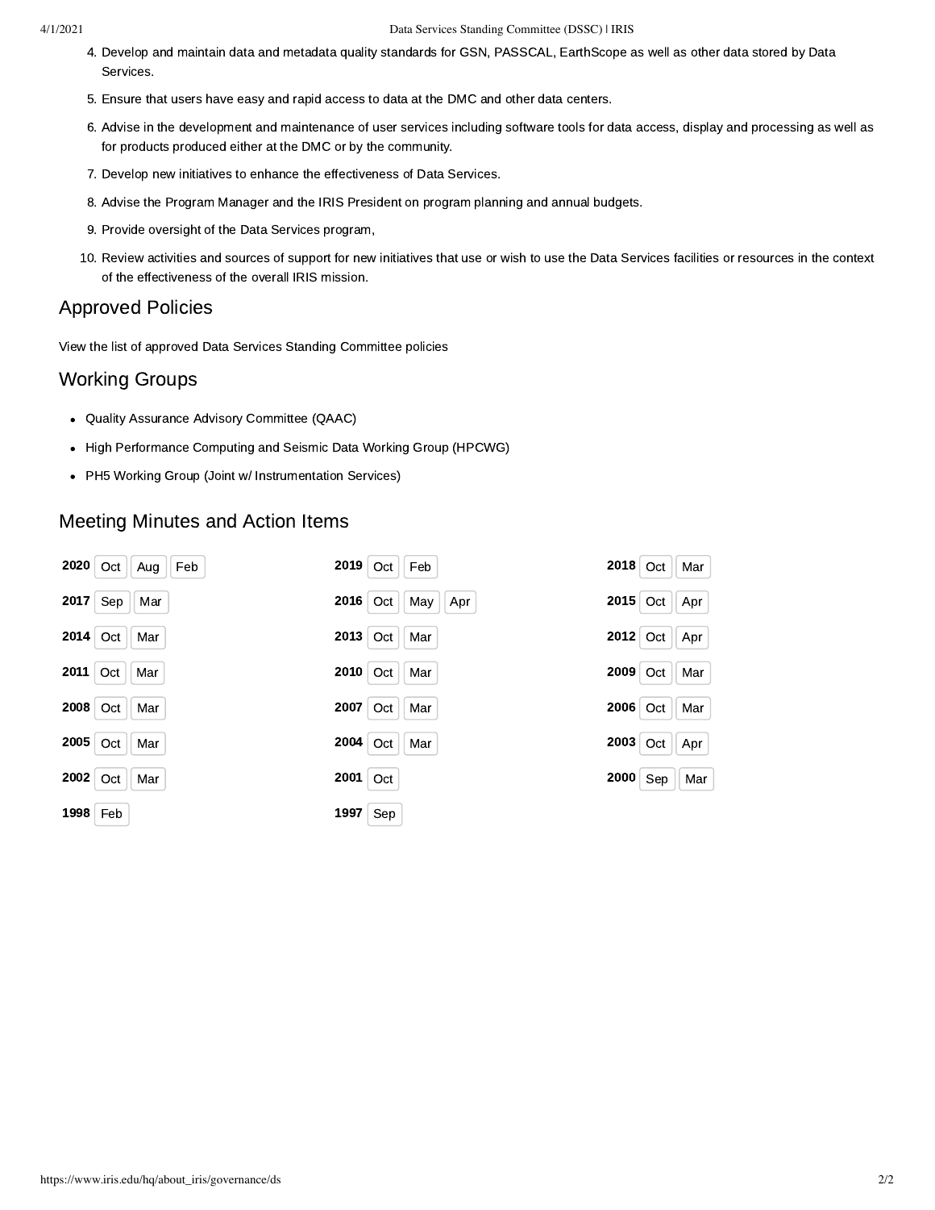4. Develop and maintain data and metadata quality standards for GSN, PASSCAL, EarthScope as well as other data stored by Data Services.
5. Ensure that users have easy and rapid access to data at the DMC and other data centers.
6. Advise in the development and maintenance of user services including software tools for data access, display and processing as well as for products produced either at the DMC or by the community.
7. Develop new initiatives to enhance the effectiveness of Data Services.
8. Advise the Program Manager and the IRIS President on program planning and annual budgets.
9. Provide oversight of the Data Services program,
10. Review activities and sources of support for new initiatives that use or wish to use the Data Services facilities or resources in the context of the effectiveness of the overall IRIS mission.

## Approved Policies

View the list of approved Data Services Standing Committee policies

## Working Groups

- Quality Assurance Advisory Committee (QAAC)
- High Performance Computing and Seismic Data Working Group (HPCWG)
- PH5 Working Group (Joint w/ Instrumentation Services)

## Meeting Minutes and Action Items

**2020** Oct Aug Feb

**2019** Oct Feb

**2018** Oct Mar

**2017** Sep Mar

**2016** Oct May Apr

**2015** Oct Apr

**2014** Oct Mar

**2013** Oct Mar

**2012** Oct Apr

**2011** Oct Mar

**2010** Oct Mar

**2009** Oct Mar

**2008** Oct Mar

**2007** Oct Mar

**2006** Oct Mar

**2005** Oct Mar

**2004** Oct Mar

**2003** Oct Apr

**2002** Oct Mar

**2001** Oct

**2000** Sep Mar

**1998** Feb

**1997** Sep